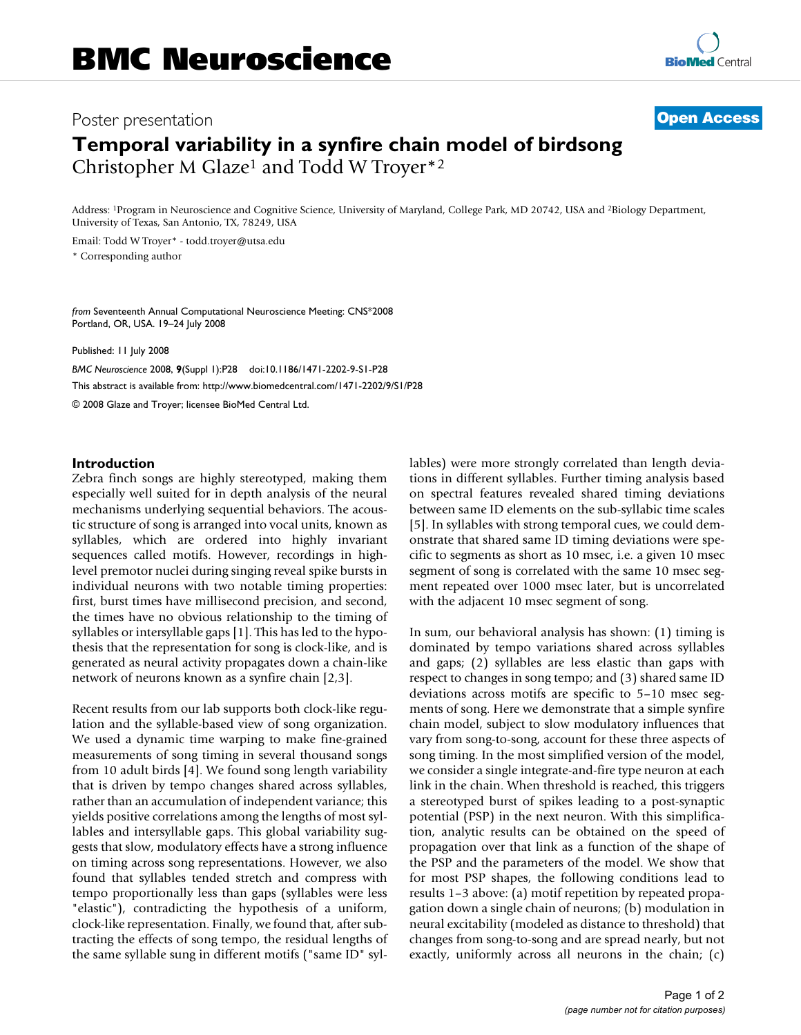# Temporal variability in a synfire chain model of birdsong

Christopher M Glaze[1] and Todd W Troyer*[2]

Address: [1]Program in Neuroscience and Cognitive Science, University of Maryland, College Park, MD 20742, USA and [2]Biology Department, University of Texas, San Antonio, TX, 78249, USA

Email: Todd W Troyer* - todd.troyer@utsa.edu

* Corresponding author

*from* Seventeenth Annual Computational Neuroscience Meeting: CNS*2008
Portland, OR, USA. 19–24 July 2008

Published: 11 July 2008

*BMC Neuroscience* 2008, **9**(Suppl 1):P28 doi:10.1186/1471-2202-9-S1-P28

This abstract is available from: http://www.biomedcentral.com/1471-2202/9/S1/P28

© 2008 Glaze and Troyer; licensee BioMed Central Ltd.

## Introduction

Zebra finch songs are highly stereotyped, making them especially well suited for in depth analysis of the neural mechanisms underlying sequential behaviors. The acoustic structure of song is arranged into vocal units, known as syllables, which are ordered into highly invariant sequences called motifs. However, recordings in high-level premotor nuclei during singing reveal spike bursts in individual neurons with two notable timing properties: first, burst times have millisecond precision, and second, the times have no obvious relationship to the timing of syllables or intersyllable gaps [1]. This has led to the hypothesis that the representation for song is clock-like, and is generated as neural activity propagates down a chain-like network of neurons known as a synfire chain [2,3].

Recent results from our lab supports both clock-like regulation and the syllable-based view of song organization. We used a dynamic time warping to make fine-grained measurements of song timing in several thousand songs from 10 adult birds [4]. We found song length variability that is driven by tempo changes shared across syllables, rather than an accumulation of independent variance; this yields positive correlations among the lengths of most syllables and intersyllable gaps. This global variability suggests that slow, modulatory effects have a strong influence on timing across song representations. However, we also found that syllables tended stretch and compress with tempo proportionally less than gaps (syllables were less "elastic"), contradicting the hypothesis of a uniform, clock-like representation. Finally, we found that, after subtracting the effects of song tempo, the residual lengths of the same syllable sung in different motifs ("same ID" syllables) were more strongly correlated than length deviations in different syllables. Further timing analysis based on spectral features revealed shared timing deviations between same ID elements on the sub-syllabic time scales [5]. In syllables with strong temporal cues, we could demonstrate that shared same ID timing deviations were specific to segments as short as 10 msec, i.e. a given 10 msec segment of song is correlated with the same 10 msec segment repeated over 1000 msec later, but is uncorrelated with the adjacent 10 msec segment of song.

In sum, our behavioral analysis has shown: (1) timing is dominated by tempo variations shared across syllables and gaps; (2) syllables are less elastic than gaps with respect to changes in song tempo; and (3) shared same ID deviations across motifs are specific to 5–10 msec segments of song. Here we demonstrate that a simple synfire chain model, subject to slow modulatory influences that vary from song-to-song, account for these three aspects of song timing. In the most simplified version of the model, we consider a single integrate-and-fire type neuron at each link in the chain. When threshold is reached, this triggers a stereotyped burst of spikes leading to a post-synaptic potential (PSP) in the next neuron. With this simplification, analytic results can be obtained on the speed of propagation over that link as a function of the shape of the PSP and the parameters of the model. We show that for most PSP shapes, the following conditions lead to results 1–3 above: (a) motif repetition by repeated propagation down a single chain of neurons; (b) modulation in neural excitability (modeled as distance to threshold) that changes from song-to-song and are spread nearly, but not exactly, uniformly across all neurons in the chain; (c)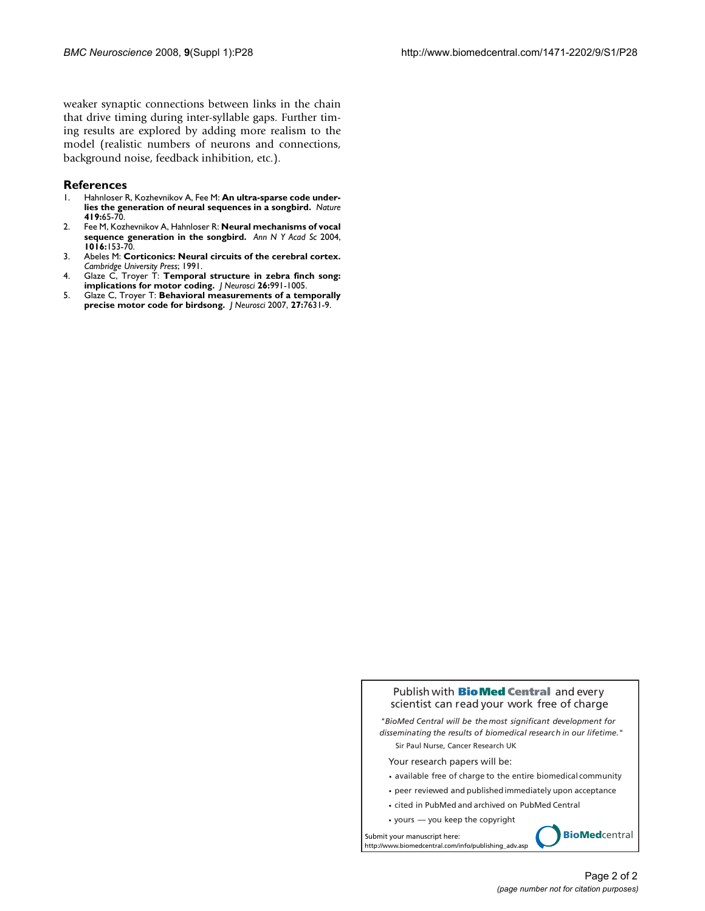weaker synaptic connections between links in the chain that drive timing during inter-syllable gaps. Further timing results are explored by adding more realism to the model (realistic numbers of neurons and connections, background noise, feedback inhibition, etc.).

## References

1. Hahnloser R, Kozhevnikov A, Fee M: **An ultra-sparse code underlies the generation of neural sequences in a songbird.** *Nature* **419:**65-70.
2. Fee M, Kozhevnikov A, Hahnloser R: **Neural mechanisms of vocal sequence generation in the songbird.** *Ann N Y Acad Sc* 2004, **1016:**153-70.
3. Abeles M: **Corticonics: Neural circuits of the cerebral cortex.** *Cambridge University Press*; 1991.
4. Glaze C, Troyer T: **Temporal structure in zebra finch song: implications for motor coding.** *J Neurosci* **26:**991-1005.
5. Glaze C, Troyer T: **Behavioral measurements of a temporally precise motor code for birdsong.** *J Neurosci* 2007, **27:**7631-9.

Publish with **BioMed Central** and every scientist can read your work free of charge

*"BioMed Central will be the most significant development for disseminating the results of biomedical research in our lifetime."*

Sir Paul Nurse, Cancer Research UK

Your research papers will be:

- available free of charge to the entire biomedical community
- peer reviewed and published immediately upon acceptance
- cited in PubMed and archived on PubMed Central
- yours — you keep the copyright

Submit your manuscript here:
http://www.biomedcentral.com/info/publishing_adv.asp

BioMedcentral